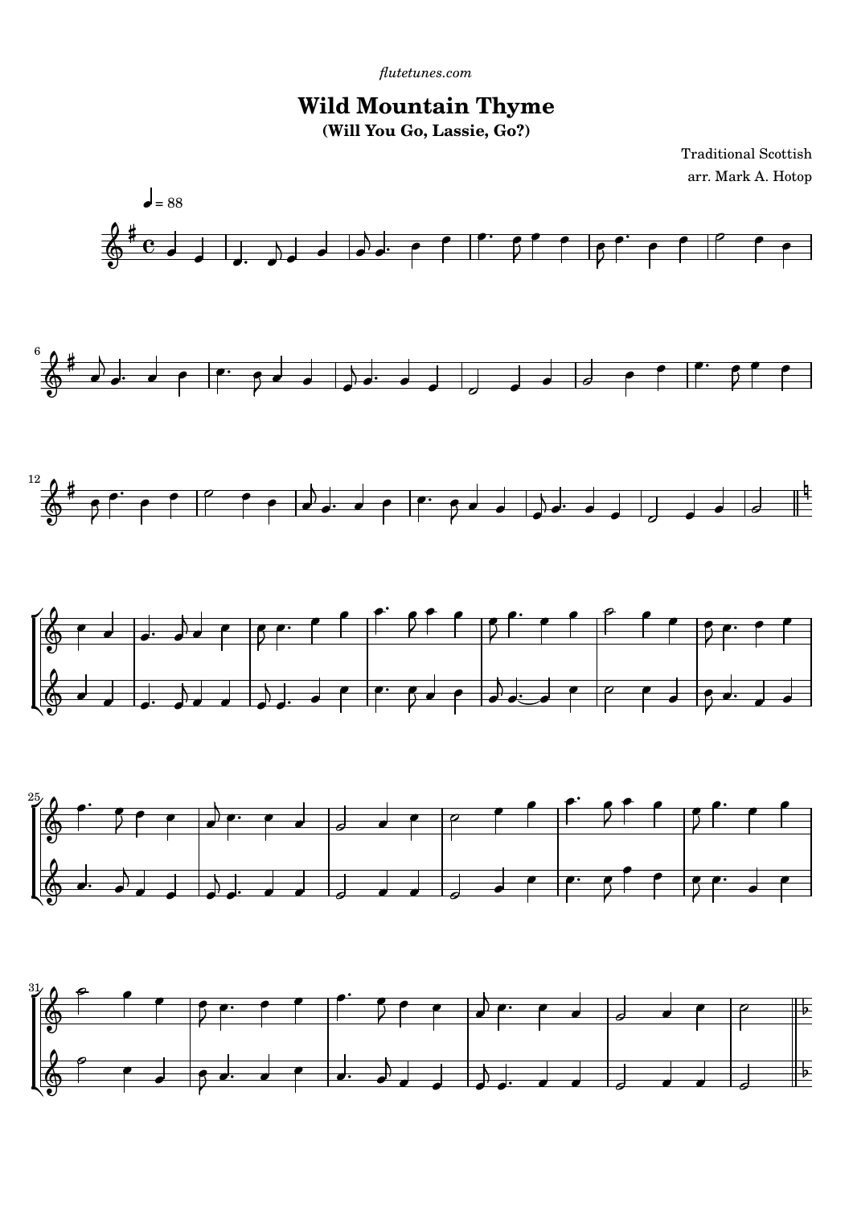*flutetunes.com*

# Wild Mountain Thyme

### (Will You Go, Lassie, Go?)

Traditional Scottish

arr. Mark A. Hotop